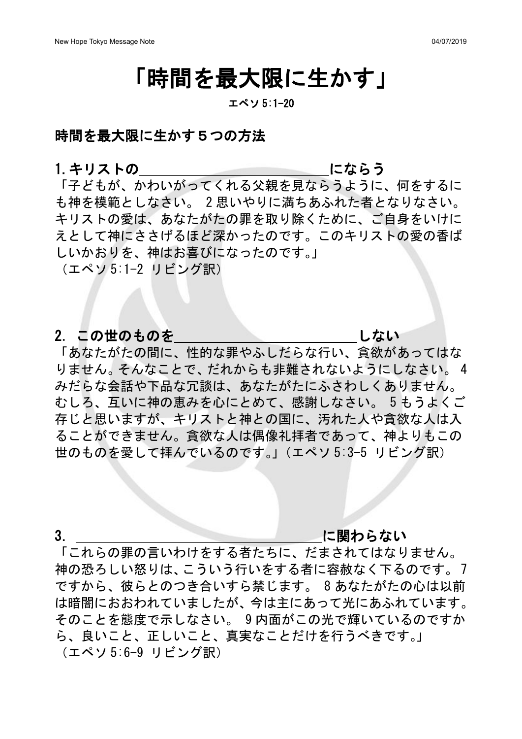# 「時間を最大限に生かす」

エペソ 5:1-20

## 時間を最大限に生かす５つの方法

### 1. キリストの＿＿＿＿＿＿＿＿＿＿＿＿＿＿＿＿＿＿にならう

「子どもが、かわいがってくれる父親を見ならうように、何をするにも神を模範としなさい。 2 思いやりに満ちあふれた者となりなさい。キリストの愛は、あなたがたの罪を取り除くために、ご自身をいけにえとして神にささげるほど深かったのです。このキリストの愛の香ばしいかおりを、神はお喜びになったのです。」
（エペソ 5:1-2 リビング訳）

### 2. この世のものを＿＿＿＿＿＿＿＿＿＿＿＿＿＿＿＿＿＿しない

「あなたがたの間に、性的な罪やふしだらな行い、貪欲があってはなりません。そんなことで、だれからも非難されないようにしなさい。 4 みだらな会話や下品な冗談は、あなたがたにふさわしくありません。むしろ、互いに神の恵みを心にとめて、感謝しなさい。 5 もうよくご存じと思いますが、キリストと神との国に、汚れた人や貪欲な人は入ることができません。貪欲な人は偶像礼拝者であって、神よりもこの世のものを愛して拝んでいるのです。」（エペソ 5:3-5 リビング訳）

### 3. ＿＿＿＿＿＿＿＿＿＿＿＿＿＿＿＿＿＿＿＿＿＿＿＿に関わらない

「これらの罪の言いわけをする者たちに、だまされてはなりません。神の恐ろしい怒りは、こういう行いをする者に容赦なく下るのです。7 ですから、彼らとのつき合いすら禁じます。 8 あなたがたの心は以前は暗闇におおわれていましたが、今は主にあって光にあふれています。そのことを態度で示しなさい。 9 内面がこの光で輝いているのですから、良いこと、正しいこと、真実なことだけを行うべきです。」
（エペソ 5:6-9 リビング訳）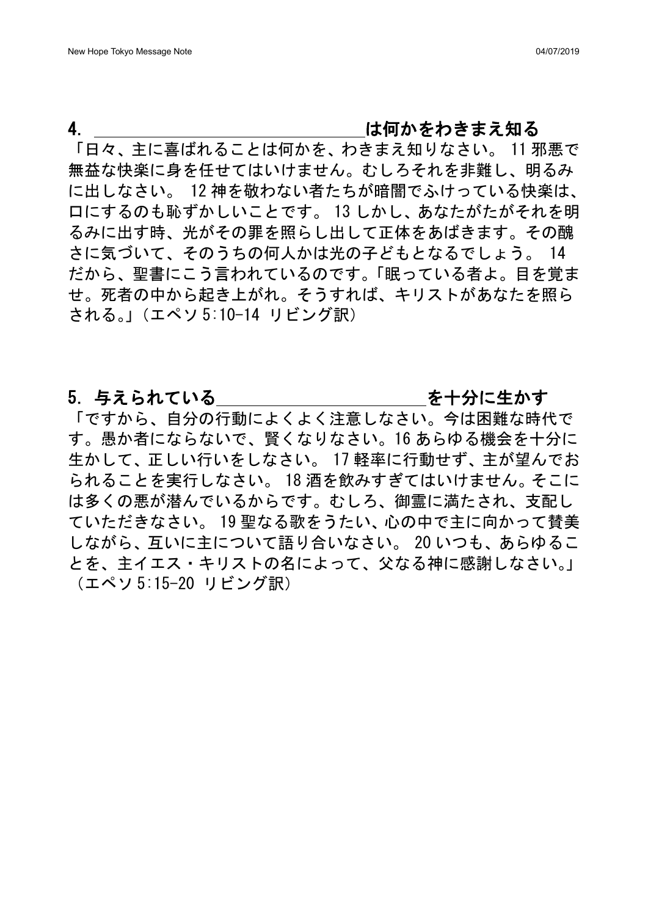## 4. ＿＿＿＿＿＿＿＿＿＿＿＿＿＿＿＿＿は何かをわきまえ知る

「日々、主に喜ばれることは何かを、わきまえ知りなさい。 11 邪悪で無益な快楽に身を任せてはいけません。むしろそれを非難し、明るみに出しなさい。 12 神を敬わない者たちが暗闇でふけっている快楽は、口にするのも恥ずかしいことです。 13 しかし、あなたがたがそれを明るみに出す時、光がその罪を照らし出して正体をあばきます。その醜さに気づいて、そのうちの何人かは光の子どもとなるでしょう。 14 だから、聖書にこう言われているのです。「眠っている者よ。目を覚ませ。死者の中から起き上がれ。そうすれば、キリストがあなたを照らされる。」（エペソ 5:10-14 リビング訳）

## 5. 与えられている＿＿＿＿＿＿＿＿＿＿＿＿＿を十分に生かす

「ですから、自分の行動によくよく注意しなさい。今は困難な時代です。愚か者にならないで、賢くなりなさい。16 あらゆる機会を十分に生かして、正しい行いをしなさい。 17 軽率に行動せず、主が望んでおられることを実行しなさい。 18 酒を飲みすぎてはいけません。そこには多くの悪が潜んでいるからです。むしろ、御霊に満たされ、支配していただきなさい。 19 聖なる歌をうたい、心の中で主に向かって賛美しながら、互いに主について語り合いなさい。 20 いつも、あらゆることを、主イエス・キリストの名によって、父なる神に感謝しなさい。」（エペソ 5:15-20 リビング訳）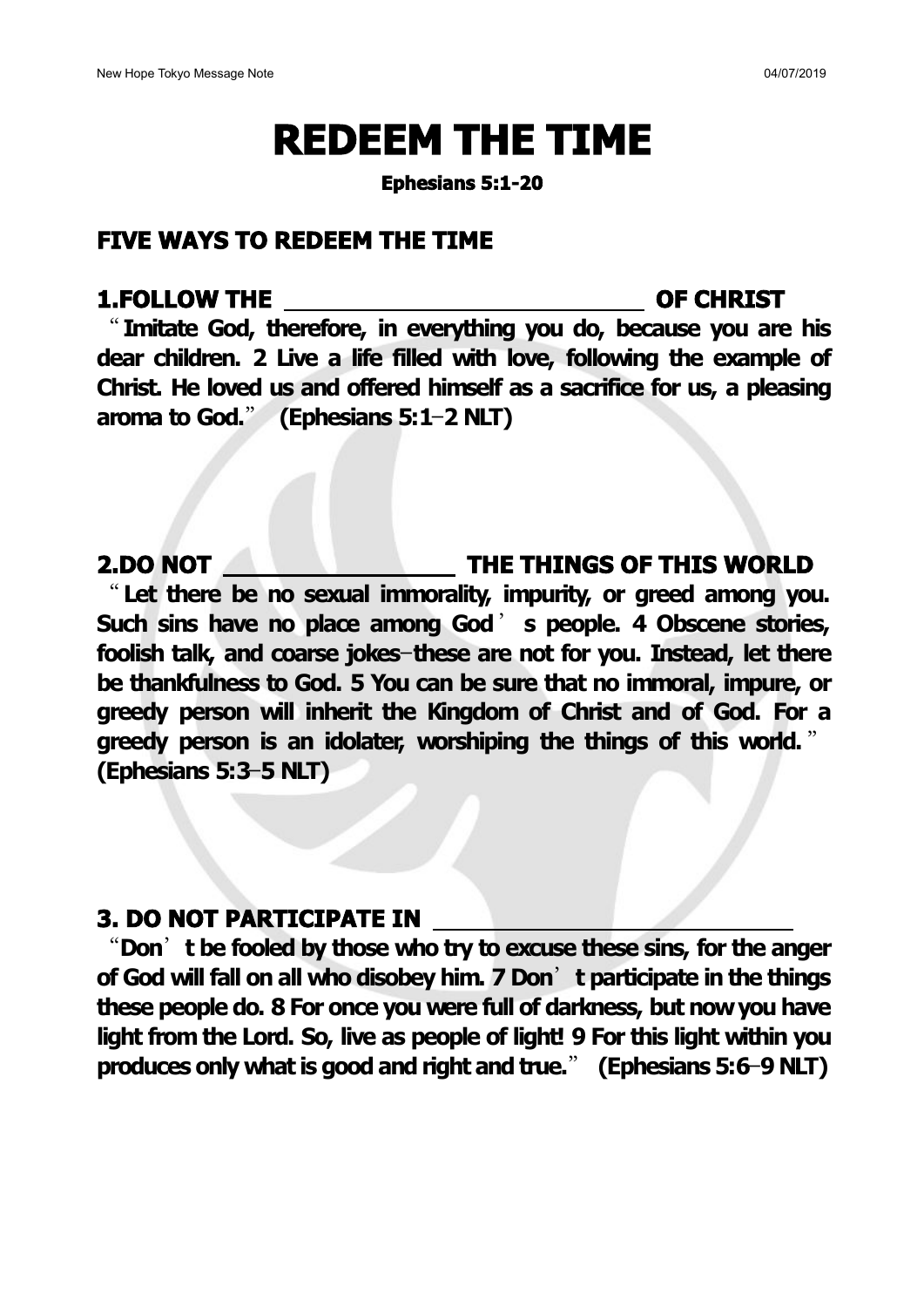# REDEEM THE TIME

**Ephesians 5:1-20**

## FIVE WAYS TO REDEEM THE TIME

### 1.FOLLOW THE ______________________ OF CHRIST

**"Imitate God, therefore, in everything you do, because you are his dear children. 2 Live a life filled with love, following the example of Christ. He loved us and offered himself as a sacrifice for us, a pleasing aroma to God." (Ephesians 5:1–2 NLT)**

### 2.DO NOT ______________ THE THINGS OF THIS WORLD

**"Let there be no sexual immorality, impurity, or greed among you. Such sins have no place among God's people. 4 Obscene stories, foolish talk, and coarse jokes–these are not for you. Instead, let there be thankfulness to God. 5 You can be sure that no immoral, impure, or greedy person will inherit the Kingdom of Christ and of God. For a greedy person is an idolater, worshiping the things of this world." (Ephesians 5:3–5 NLT)**

### 3. DO NOT PARTICIPATE IN ______________________

**"Don't be fooled by those who try to excuse these sins, for the anger of God will fall on all who disobey him. 7 Don't participate in the things these people do. 8 For once you were full of darkness, but now you have light from the Lord. So, live as people of light! 9 For this light within you produces only what is good and right and true." (Ephesians 5:6–9 NLT)**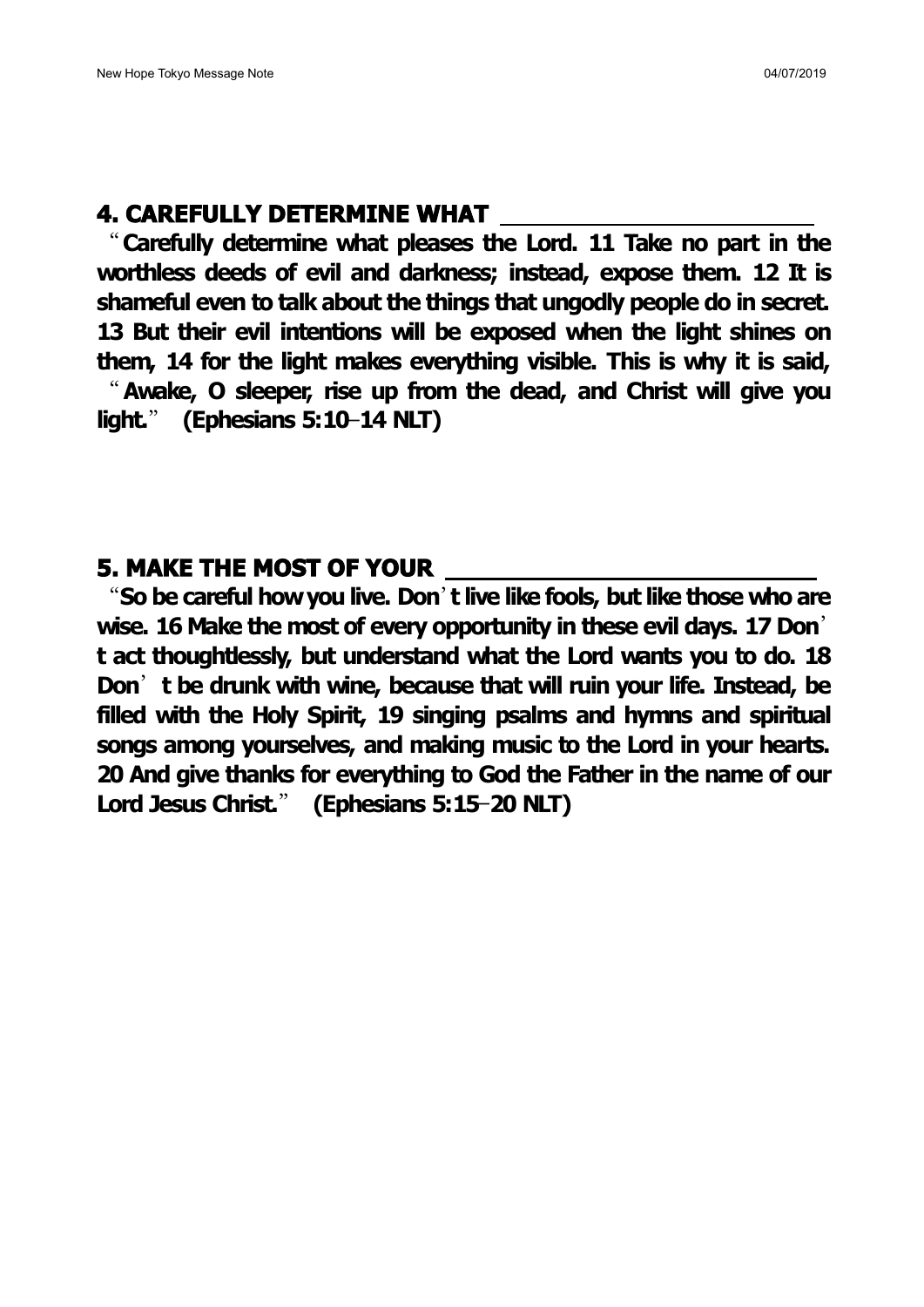## 4. CAREFULLY DETERMINE WHAT ________________________

**"Carefully determine what pleases the Lord. 11 Take no part in the worthless deeds of evil and darkness; instead, expose them. 12 It is shameful even to talk about the things that ungodly people do in secret. 13 But their evil intentions will be exposed when the light shines on them, 14 for the light makes everything visible. This is why it is said, "Awake, O sleeper, rise up from the dead, and Christ will give you light." (Ephesians 5:10–14 NLT)**

## 5. MAKE THE MOST OF YOUR ____________________________

**"So be careful how you live. Don't live like fools, but like those who are wise. 16 Make the most of every opportunity in these evil days. 17 Don't act thoughtlessly, but understand what the Lord wants you to do. 18 Don't be drunk with wine, because that will ruin your life. Instead, be filled with the Holy Spirit, 19 singing psalms and hymns and spiritual songs among yourselves, and making music to the Lord in your hearts. 20 And give thanks for everything to God the Father in the name of our Lord Jesus Christ." (Ephesians 5:15–20 NLT)**